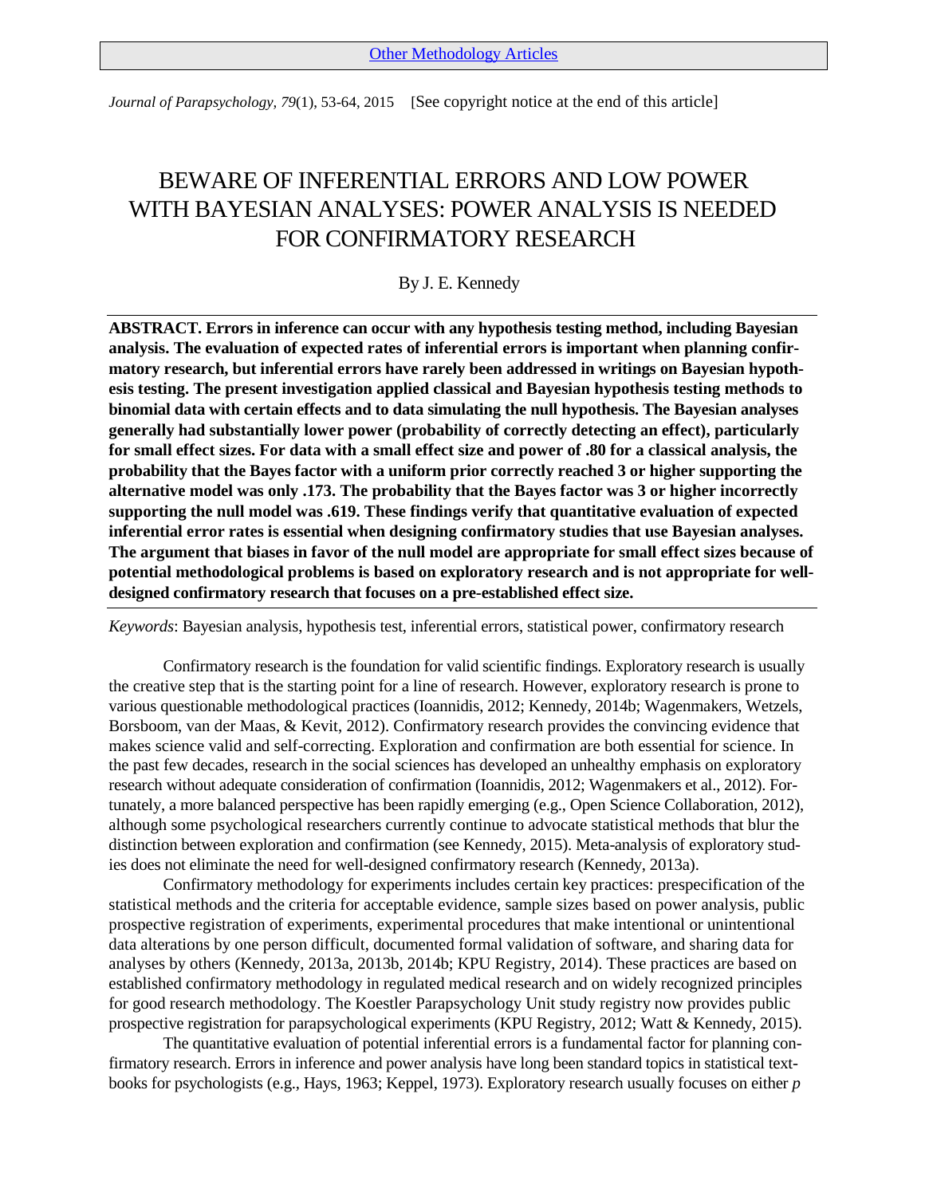[Other Methodology Articles]

*Journal of Parapsychology, 79*(1), 53-64, 2015 [See copyright notice at the end of this article]

# BEWARE OF INFERENTIAL ERRORS AND LOW POWER WITH BAYESIAN ANALYSES: POWER ANALYSIS IS NEEDED FOR CONFIRMATORY RESEARCH

By J. E. Kennedy

**ABSTRACT. Errors in inference can occur with any hypothesis testing method, including Bayesian analysis. The evaluation of expected rates of inferential errors is important when planning confirmatory research, but inferential errors have rarely been addressed in writings on Bayesian hypothesis testing. The present investigation applied classical and Bayesian hypothesis testing methods to binomial data with certain effects and to data simulating the null hypothesis. The Bayesian analyses generally had substantially lower power (probability of correctly detecting an effect), particularly for small effect sizes. For data with a small effect size and power of .80 for a classical analysis, the probability that the Bayes factor with a uniform prior correctly reached 3 or higher supporting the alternative model was only .173. The probability that the Bayes factor was 3 or higher incorrectly supporting the null model was .619. These findings verify that quantitative evaluation of expected inferential error rates is essential when designing confirmatory studies that use Bayesian analyses. The argument that biases in favor of the null model are appropriate for small effect sizes because of potential methodological problems is based on exploratory research and is not appropriate for well-designed confirmatory research that focuses on a pre-established effect size.**

*Keywords*: Bayesian analysis, hypothesis test, inferential errors, statistical power, confirmatory research

Confirmatory research is the foundation for valid scientific findings. Exploratory research is usually the creative step that is the starting point for a line of research. However, exploratory research is prone to various questionable methodological practices (Ioannidis, 2012; Kennedy, 2014b; Wagenmakers, Wetzels, Borsboom, van der Maas, & Kevit, 2012). Confirmatory research provides the convincing evidence that makes science valid and self-correcting. Exploration and confirmation are both essential for science. In the past few decades, research in the social sciences has developed an unhealthy emphasis on exploratory research without adequate consideration of confirmation (Ioannidis, 2012; Wagenmakers et al., 2012). Fortunately, a more balanced perspective has been rapidly emerging (e.g., Open Science Collaboration, 2012), although some psychological researchers currently continue to advocate statistical methods that blur the distinction between exploration and confirmation (see Kennedy, 2015). Meta-analysis of exploratory studies does not eliminate the need for well-designed confirmatory research (Kennedy, 2013a).

Confirmatory methodology for experiments includes certain key practices: prespecification of the statistical methods and the criteria for acceptable evidence, sample sizes based on power analysis, public prospective registration of experiments, experimental procedures that make intentional or unintentional data alterations by one person difficult, documented formal validation of software, and sharing data for analyses by others (Kennedy, 2013a, 2013b, 2014b; KPU Registry, 2014). These practices are based on established confirmatory methodology in regulated medical research and on widely recognized principles for good research methodology. The Koestler Parapsychology Unit study registry now provides public prospective registration for parapsychological experiments (KPU Registry, 2012; Watt & Kennedy, 2015).

The quantitative evaluation of potential inferential errors is a fundamental factor for planning confirmatory research. Errors in inference and power analysis have long been standard topics in statistical textbooks for psychologists (e.g., Hays, 1963; Keppel, 1973). Exploratory research usually focuses on either *p*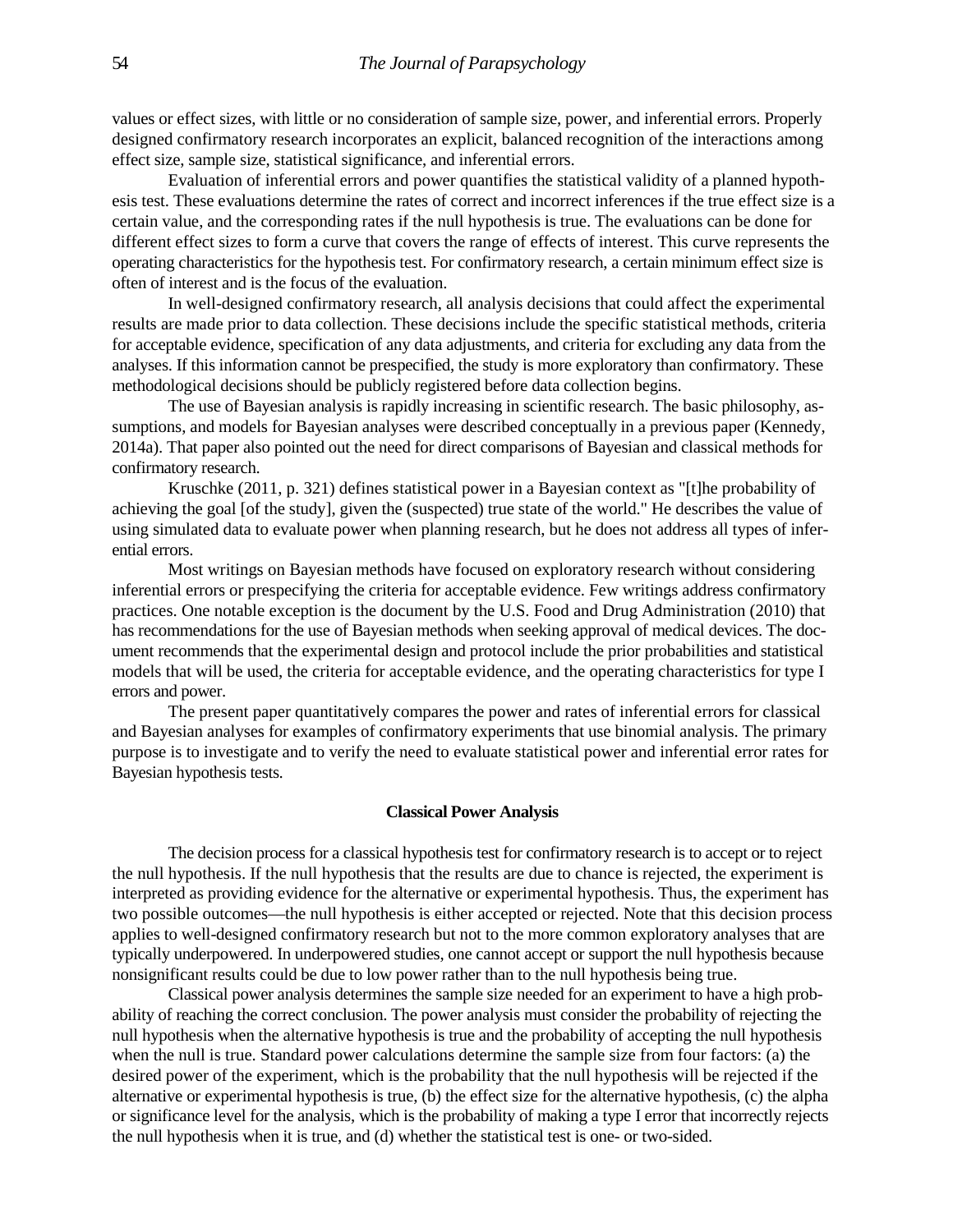values or effect sizes, with little or no consideration of sample size, power, and inferential errors. Properly designed confirmatory research incorporates an explicit, balanced recognition of the interactions among effect size, sample size, statistical significance, and inferential errors.

Evaluation of inferential errors and power quantifies the statistical validity of a planned hypothesis test. These evaluations determine the rates of correct and incorrect inferences if the true effect size is a certain value, and the corresponding rates if the null hypothesis is true. The evaluations can be done for different effect sizes to form a curve that covers the range of effects of interest. This curve represents the operating characteristics for the hypothesis test. For confirmatory research, a certain minimum effect size is often of interest and is the focus of the evaluation.

In well-designed confirmatory research, all analysis decisions that could affect the experimental results are made prior to data collection. These decisions include the specific statistical methods, criteria for acceptable evidence, specification of any data adjustments, and criteria for excluding any data from the analyses. If this information cannot be prespecified, the study is more exploratory than confirmatory. These methodological decisions should be publicly registered before data collection begins.

The use of Bayesian analysis is rapidly increasing in scientific research. The basic philosophy, assumptions, and models for Bayesian analyses were described conceptually in a previous paper (Kennedy, 2014a). That paper also pointed out the need for direct comparisons of Bayesian and classical methods for confirmatory research.

Kruschke (2011, p. 321) defines statistical power in a Bayesian context as "[t]he probability of achieving the goal [of the study], given the (suspected) true state of the world." He describes the value of using simulated data to evaluate power when planning research, but he does not address all types of inferential errors.

Most writings on Bayesian methods have focused on exploratory research without considering inferential errors or prespecifying the criteria for acceptable evidence. Few writings address confirmatory practices. One notable exception is the document by the U.S. Food and Drug Administration (2010) that has recommendations for the use of Bayesian methods when seeking approval of medical devices. The document recommends that the experimental design and protocol include the prior probabilities and statistical models that will be used, the criteria for acceptable evidence, and the operating characteristics for type I errors and power.

The present paper quantitatively compares the power and rates of inferential errors for classical and Bayesian analyses for examples of confirmatory experiments that use binomial analysis. The primary purpose is to investigate and to verify the need to evaluate statistical power and inferential error rates for Bayesian hypothesis tests.

## Classical Power Analysis

The decision process for a classical hypothesis test for confirmatory research is to accept or to reject the null hypothesis. If the null hypothesis that the results are due to chance is rejected, the experiment is interpreted as providing evidence for the alternative or experimental hypothesis. Thus, the experiment has two possible outcomes—the null hypothesis is either accepted or rejected. Note that this decision process applies to well-designed confirmatory research but not to the more common exploratory analyses that are typically underpowered. In underpowered studies, one cannot accept or support the null hypothesis because nonsignificant results could be due to low power rather than to the null hypothesis being true.

Classical power analysis determines the sample size needed for an experiment to have a high probability of reaching the correct conclusion. The power analysis must consider the probability of rejecting the null hypothesis when the alternative hypothesis is true and the probability of accepting the null hypothesis when the null is true. Standard power calculations determine the sample size from four factors: (a) the desired power of the experiment, which is the probability that the null hypothesis will be rejected if the alternative or experimental hypothesis is true, (b) the effect size for the alternative hypothesis, (c) the alpha or significance level for the analysis, which is the probability of making a type I error that incorrectly rejects the null hypothesis when it is true, and (d) whether the statistical test is one- or two-sided.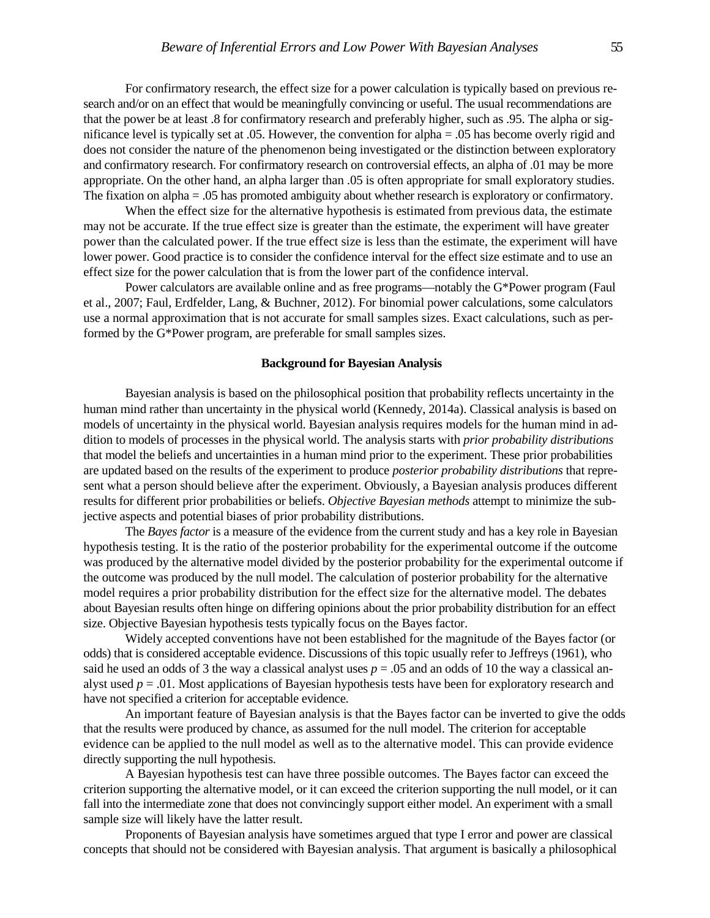For confirmatory research, the effect size for a power calculation is typically based on previous research and/or on an effect that would be meaningfully convincing or useful. The usual recommendations are that the power be at least .8 for confirmatory research and preferably higher, such as .95. The alpha or significance level is typically set at .05. However, the convention for alpha = .05 has become overly rigid and does not consider the nature of the phenomenon being investigated or the distinction between exploratory and confirmatory research. For confirmatory research on controversial effects, an alpha of .01 may be more appropriate. On the other hand, an alpha larger than .05 is often appropriate for small exploratory studies. The fixation on alpha = .05 has promoted ambiguity about whether research is exploratory or confirmatory.

When the effect size for the alternative hypothesis is estimated from previous data, the estimate may not be accurate. If the true effect size is greater than the estimate, the experiment will have greater power than the calculated power. If the true effect size is less than the estimate, the experiment will have lower power. Good practice is to consider the confidence interval for the effect size estimate and to use an effect size for the power calculation that is from the lower part of the confidence interval.

Power calculators are available online and as free programs—notably the G*Power program (Faul et al., 2007; Faul, Erdfelder, Lang, & Buchner, 2012). For binomial power calculations, some calculators use a normal approximation that is not accurate for small samples sizes. Exact calculations, such as performed by the G*Power program, are preferable for small samples sizes.

## Background for Bayesian Analysis

Bayesian analysis is based on the philosophical position that probability reflects uncertainty in the human mind rather than uncertainty in the physical world (Kennedy, 2014a). Classical analysis is based on models of uncertainty in the physical world. Bayesian analysis requires models for the human mind in addition to models of processes in the physical world. The analysis starts with *prior probability distributions* that model the beliefs and uncertainties in a human mind prior to the experiment. These prior probabilities are updated based on the results of the experiment to produce *posterior probability distributions* that represent what a person should believe after the experiment. Obviously, a Bayesian analysis produces different results for different prior probabilities or beliefs. *Objective Bayesian methods* attempt to minimize the subjective aspects and potential biases of prior probability distributions.

The *Bayes factor* is a measure of the evidence from the current study and has a key role in Bayesian hypothesis testing. It is the ratio of the posterior probability for the experimental outcome if the outcome was produced by the alternative model divided by the posterior probability for the experimental outcome if the outcome was produced by the null model. The calculation of posterior probability for the alternative model requires a prior probability distribution for the effect size for the alternative model. The debates about Bayesian results often hinge on differing opinions about the prior probability distribution for an effect size. Objective Bayesian hypothesis tests typically focus on the Bayes factor.

Widely accepted conventions have not been established for the magnitude of the Bayes factor (or odds) that is considered acceptable evidence. Discussions of this topic usually refer to Jeffreys (1961), who said he used an odds of 3 the way a classical analyst uses $p = .05$ and an odds of 10 the way a classical analyst used $p = .01$. Most applications of Bayesian hypothesis tests have been for exploratory research and have not specified a criterion for acceptable evidence.

An important feature of Bayesian analysis is that the Bayes factor can be inverted to give the odds that the results were produced by chance, as assumed for the null model. The criterion for acceptable evidence can be applied to the null model as well as to the alternative model. This can provide evidence directly supporting the null hypothesis.

A Bayesian hypothesis test can have three possible outcomes. The Bayes factor can exceed the criterion supporting the alternative model, or it can exceed the criterion supporting the null model, or it can fall into the intermediate zone that does not convincingly support either model. An experiment with a small sample size will likely have the latter result.

Proponents of Bayesian analysis have sometimes argued that type I error and power are classical concepts that should not be considered with Bayesian analysis. That argument is basically a philosophical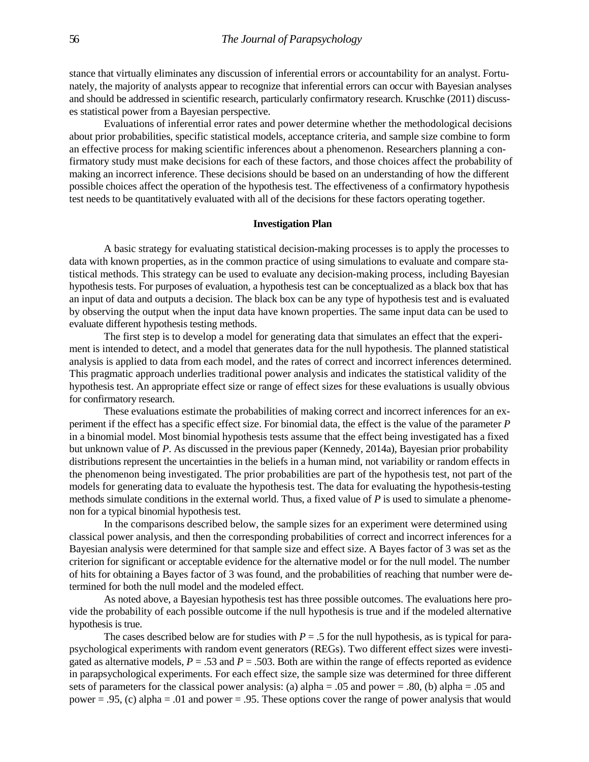stance that virtually eliminates any discussion of inferential errors or accountability for an analyst. Fortunately, the majority of analysts appear to recognize that inferential errors can occur with Bayesian analyses and should be addressed in scientific research, particularly confirmatory research. Kruschke (2011) discusses statistical power from a Bayesian perspective.

Evaluations of inferential error rates and power determine whether the methodological decisions about prior probabilities, specific statistical models, acceptance criteria, and sample size combine to form an effective process for making scientific inferences about a phenomenon. Researchers planning a confirmatory study must make decisions for each of these factors, and those choices affect the probability of making an incorrect inference. These decisions should be based on an understanding of how the different possible choices affect the operation of the hypothesis test. The effectiveness of a confirmatory hypothesis test needs to be quantitatively evaluated with all of the decisions for these factors operating together.

## Investigation Plan

A basic strategy for evaluating statistical decision-making processes is to apply the processes to data with known properties, as in the common practice of using simulations to evaluate and compare statistical methods. This strategy can be used to evaluate any decision-making process, including Bayesian hypothesis tests. For purposes of evaluation, a hypothesis test can be conceptualized as a black box that has an input of data and outputs a decision. The black box can be any type of hypothesis test and is evaluated by observing the output when the input data have known properties. The same input data can be used to evaluate different hypothesis testing methods.

The first step is to develop a model for generating data that simulates an effect that the experiment is intended to detect, and a model that generates data for the null hypothesis. The planned statistical analysis is applied to data from each model, and the rates of correct and incorrect inferences determined. This pragmatic approach underlies traditional power analysis and indicates the statistical validity of the hypothesis test. An appropriate effect size or range of effect sizes for these evaluations is usually obvious for confirmatory research.

These evaluations estimate the probabilities of making correct and incorrect inferences for an experiment if the effect has a specific effect size. For binomial data, the effect is the value of the parameter $P$ in a binomial model. Most binomial hypothesis tests assume that the effect being investigated has a fixed but unknown value of $P$. As discussed in the previous paper (Kennedy, 2014a), Bayesian prior probability distributions represent the uncertainties in the beliefs in a human mind, not variability or random effects in the phenomenon being investigated. The prior probabilities are part of the hypothesis test, not part of the models for generating data to evaluate the hypothesis test. The data for evaluating the hypothesis-testing methods simulate conditions in the external world. Thus, a fixed value of $P$ is used to simulate a phenomenon for a typical binomial hypothesis test.

In the comparisons described below, the sample sizes for an experiment were determined using classical power analysis, and then the corresponding probabilities of correct and incorrect inferences for a Bayesian analysis were determined for that sample size and effect size. A Bayes factor of 3 was set as the criterion for significant or acceptable evidence for the alternative model or for the null model. The number of hits for obtaining a Bayes factor of 3 was found, and the probabilities of reaching that number were determined for both the null model and the modeled effect.

As noted above, a Bayesian hypothesis test has three possible outcomes. The evaluations here provide the probability of each possible outcome if the null hypothesis is true and if the modeled alternative hypothesis is true.

The cases described below are for studies with $P = .5$ for the null hypothesis, as is typical for parapsychological experiments with random event generators (REGs). Two different effect sizes were investigated as alternative models, $P = .53$ and $P = .503$. Both are within the range of effects reported as evidence in parapsychological experiments. For each effect size, the sample size was determined for three different sets of parameters for the classical power analysis: (a) alpha = .05 and power = .80, (b) alpha = .05 and power = .95, (c) alpha = .01 and power = .95. These options cover the range of power analysis that would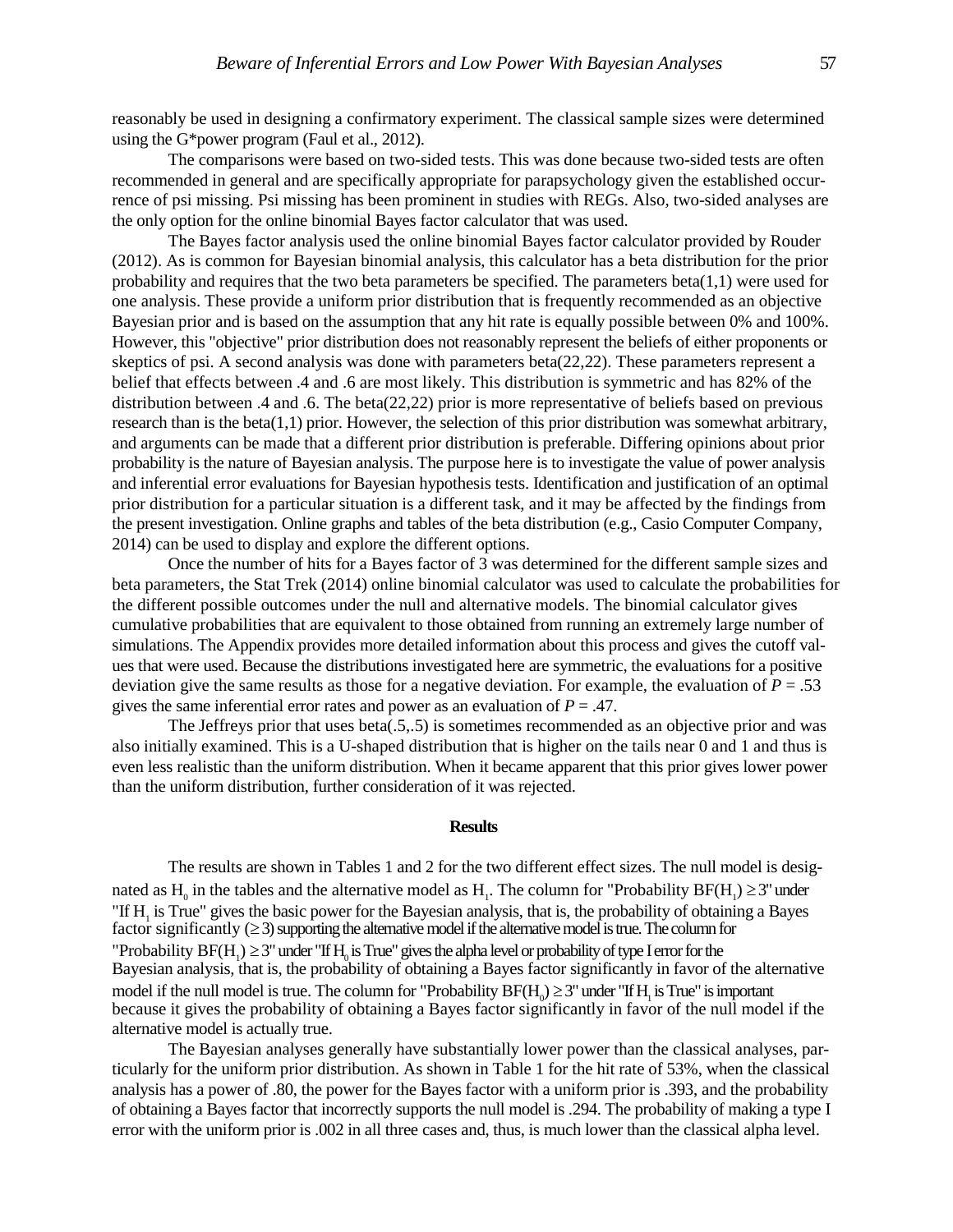reasonably be used in designing a confirmatory experiment. The classical sample sizes were determined using the G*power program (Faul et al., 2012).

The comparisons were based on two-sided tests. This was done because two-sided tests are often recommended in general and are specifically appropriate for parapsychology given the established occurrence of psi missing. Psi missing has been prominent in studies with REGs. Also, two-sided analyses are the only option for the online binomial Bayes factor calculator that was used.

The Bayes factor analysis used the online binomial Bayes factor calculator provided by Rouder (2012). As is common for Bayesian binomial analysis, this calculator has a beta distribution for the prior probability and requires that the two beta parameters be specified. The parameters beta(1,1) were used for one analysis. These provide a uniform prior distribution that is frequently recommended as an objective Bayesian prior and is based on the assumption that any hit rate is equally possible between 0% and 100%. However, this "objective" prior distribution does not reasonably represent the beliefs of either proponents or skeptics of psi. A second analysis was done with parameters beta(22,22). These parameters represent a belief that effects between .4 and .6 are most likely. This distribution is symmetric and has 82% of the distribution between .4 and .6. The beta(22,22) prior is more representative of beliefs based on previous research than is the beta(1,1) prior. However, the selection of this prior distribution was somewhat arbitrary, and arguments can be made that a different prior distribution is preferable. Differing opinions about prior probability is the nature of Bayesian analysis. The purpose here is to investigate the value of power analysis and inferential error evaluations for Bayesian hypothesis tests. Identification and justification of an optimal prior distribution for a particular situation is a different task, and it may be affected by the findings from the present investigation. Online graphs and tables of the beta distribution (e.g., Casio Computer Company, 2014) can be used to display and explore the different options.

Once the number of hits for a Bayes factor of 3 was determined for the different sample sizes and beta parameters, the Stat Trek (2014) online binomial calculator was used to calculate the probabilities for the different possible outcomes under the null and alternative models. The binomial calculator gives cumulative probabilities that are equivalent to those obtained from running an extremely large number of simulations. The Appendix provides more detailed information about this process and gives the cutoff values that were used. Because the distributions investigated here are symmetric, the evaluations for a positive deviation give the same results as those for a negative deviation. For example, the evaluation of $P = .53$ gives the same inferential error rates and power as an evaluation of $P = .47$.

The Jeffreys prior that uses beta(.5,.5) is sometimes recommended as an objective prior and was also initially examined. This is a U-shaped distribution that is higher on the tails near 0 and 1 and thus is even less realistic than the uniform distribution. When it became apparent that this prior gives lower power than the uniform distribution, further consideration of it was rejected.

## Results

The results are shown in Tables 1 and 2 for the two different effect sizes. The null model is designated as $H_0$ in the tables and the alternative model as $H_1$. The column for "Probability $BF(H_1) \geq 3$" under "If $H_1$ is True" gives the basic power for the Bayesian analysis, that is, the probability of obtaining a Bayes factor significantly ($\geq 3$) supporting the alternative model if the alternative model is true. The column for "Probability $BF(H_1) \geq 3$" under "If $H_0$ is True" gives the alpha level or probability of type I error for the Bayesian analysis, that is, the probability of obtaining a Bayes factor significantly in favor of the alternative model if the null model is true. The column for "Probability $BF(H_0) \geq 3$" under "If $H_1$ is True" is important because it gives the probability of obtaining a Bayes factor significantly in favor of the null model if the alternative model is actually true.

The Bayesian analyses generally have substantially lower power than the classical analyses, particularly for the uniform prior distribution. As shown in Table 1 for the hit rate of 53%, when the classical analysis has a power of .80, the power for the Bayes factor with a uniform prior is .393, and the probability of obtaining a Bayes factor that incorrectly supports the null model is .294. The probability of making a type I error with the uniform prior is .002 in all three cases and, thus, is much lower than the classical alpha level.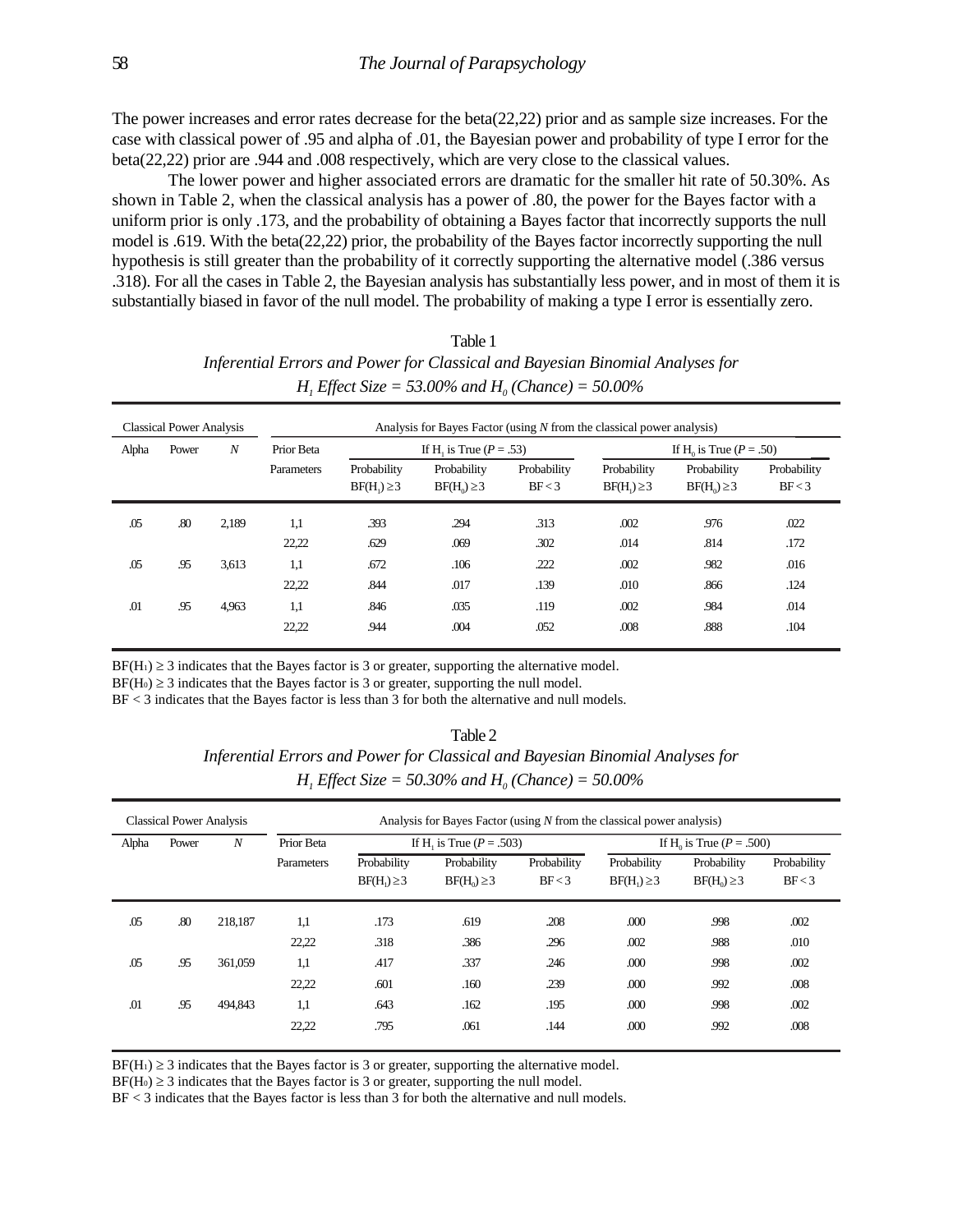The power increases and error rates decrease for the beta(22,22) prior and as sample size increases. For the case with classical power of .95 and alpha of .01, the Bayesian power and probability of type I error for the beta(22,22) prior are .944 and .008 respectively, which are very close to the classical values.

The lower power and higher associated errors are dramatic for the smaller hit rate of 50.30%. As shown in Table 2, when the classical analysis has a power of .80, the power for the Bayes factor with a uniform prior is only .173, and the probability of obtaining a Bayes factor that incorrectly supports the null model is .619. With the beta(22,22) prior, the probability of the Bayes factor incorrectly supporting the null hypothesis is still greater than the probability of it correctly supporting the alternative model (.386 versus .318). For all the cases in Table 2, the Bayesian analysis has substantially less power, and in most of them it is substantially biased in favor of the null model. The probability of making a type I error is essentially zero.

Table 1

*Inferential Errors and Power for Classical and Bayesian Binomial Analyses for $H_1$ Effect Size = 53.00% and $H_0$ (Chance) = 50.00%*

| Classical Power Analysis | | | Analysis for Bayes Factor (using *N* from the classical power analysis) | | | | | | |
|---|---|---|---|---|---|---|---|---|---|
| Alpha | Power | *N* | Prior Beta | If $H_1$ is True ($P$ = .53) | | | If $H_0$ is True ($P$ = .50) | | |
| | | | Parameters | Probability $BF(H_1) \geq 3$ | Probability $BF(H_0) \geq 3$ | Probability $BF < 3$ | Probability $BF(H_1) \geq 3$ | Probability $BF(H_0) \geq 3$ | Probability $BF < 3$ |
| .05 | .80 | 2,189 | 1,1 | .393 | .294 | .313 | .002 | .976 | .022 |
| | | | 22,22 | .629 | .069 | .302 | .014 | .814 | .172 |
| .05 | .95 | 3,613 | 1,1 | .672 | .106 | .222 | .002 | .982 | .016 |
| | | | 22,22 | .844 | .017 | .139 | .010 | .866 | .124 |
| .01 | .95 | 4,963 | 1,1 | .846 | .035 | .119 | .002 | .984 | .014 |
| | | | 22,22 | .944 | .004 | .052 | .008 | .888 | .104 |

$BF(H_1) \geq 3$ indicates that the Bayes factor is 3 or greater, supporting the alternative model.
$BF(H_0) \geq 3$ indicates that the Bayes factor is 3 or greater, supporting the null model.
$BF < 3$ indicates that the Bayes factor is less than 3 for both the alternative and null models.

Table 2

*Inferential Errors and Power for Classical and Bayesian Binomial Analyses for $H_1$ Effect Size = 50.30% and $H_0$ (Chance) = 50.00%*

| Classical Power Analysis | | | Analysis for Bayes Factor (using *N* from the classical power analysis) | | | | | | |
|---|---|---|---|---|---|---|---|---|---|
| Alpha | Power | *N* | Prior Beta | If $H_1$ is True ($P$ = .503) | | | If $H_0$ is True ($P$ = .500) | | |
| | | | Parameters | Probability $BF(H_1) \geq 3$ | Probability $BF(H_0) \geq 3$ | Probability $BF < 3$ | Probability $BF(H_1) \geq 3$ | Probability $BF(H_0) \geq 3$ | Probability $BF < 3$ |
| .05 | .80 | 218,187 | 1,1 | .173 | .619 | .208 | .000 | .998 | .002 |
| | | | 22,22 | .318 | .386 | .296 | .002 | .988 | .010 |
| .05 | .95 | 361,059 | 1,1 | .417 | .337 | .246 | .000 | .998 | .002 |
| | | | 22,22 | .601 | .160 | .239 | .000 | .992 | .008 |
| .01 | .95 | 494,843 | 1,1 | .643 | .162 | .195 | .000 | .998 | .002 |
| | | | 22,22 | .795 | .061 | .144 | .000 | .992 | .008 |

$BF(H_1) \geq 3$ indicates that the Bayes factor is 3 or greater, supporting the alternative model.
$BF(H_0) \geq 3$ indicates that the Bayes factor is 3 or greater, supporting the null model.
$BF < 3$ indicates that the Bayes factor is less than 3 for both the alternative and null models.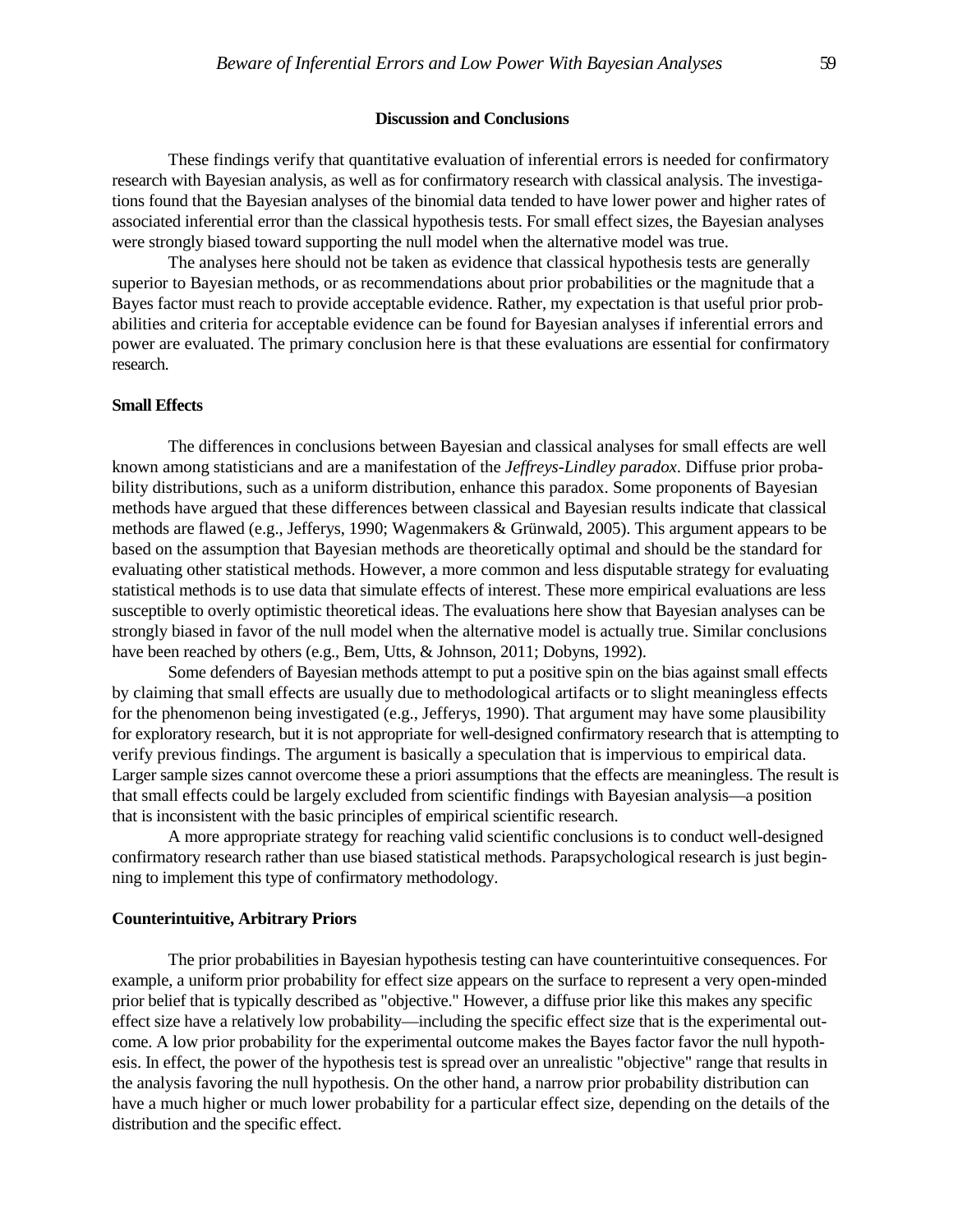## Discussion and Conclusions

These findings verify that quantitative evaluation of inferential errors is needed for confirmatory research with Bayesian analysis, as well as for confirmatory research with classical analysis. The investigations found that the Bayesian analyses of the binomial data tended to have lower power and higher rates of associated inferential error than the classical hypothesis tests. For small effect sizes, the Bayesian analyses were strongly biased toward supporting the null model when the alternative model was true.

The analyses here should not be taken as evidence that classical hypothesis tests are generally superior to Bayesian methods, or as recommendations about prior probabilities or the magnitude that a Bayes factor must reach to provide acceptable evidence. Rather, my expectation is that useful prior probabilities and criteria for acceptable evidence can be found for Bayesian analyses if inferential errors and power are evaluated. The primary conclusion here is that these evaluations are essential for confirmatory research.

### Small Effects

The differences in conclusions between Bayesian and classical analyses for small effects are well known among statisticians and are a manifestation of the *Jeffreys-Lindley paradox*. Diffuse prior probability distributions, such as a uniform distribution, enhance this paradox. Some proponents of Bayesian methods have argued that these differences between classical and Bayesian results indicate that classical methods are flawed (e.g., Jefferys, 1990; Wagenmakers & Grünwald, 2005). This argument appears to be based on the assumption that Bayesian methods are theoretically optimal and should be the standard for evaluating other statistical methods. However, a more common and less disputable strategy for evaluating statistical methods is to use data that simulate effects of interest. These more empirical evaluations are less susceptible to overly optimistic theoretical ideas. The evaluations here show that Bayesian analyses can be strongly biased in favor of the null model when the alternative model is actually true. Similar conclusions have been reached by others (e.g., Bem, Utts, & Johnson, 2011; Dobyns, 1992).

Some defenders of Bayesian methods attempt to put a positive spin on the bias against small effects by claiming that small effects are usually due to methodological artifacts or to slight meaningless effects for the phenomenon being investigated (e.g., Jefferys, 1990). That argument may have some plausibility for exploratory research, but it is not appropriate for well-designed confirmatory research that is attempting to verify previous findings. The argument is basically a speculation that is impervious to empirical data. Larger sample sizes cannot overcome these a priori assumptions that the effects are meaningless. The result is that small effects could be largely excluded from scientific findings with Bayesian analysis—a position that is inconsistent with the basic principles of empirical scientific research.

A more appropriate strategy for reaching valid scientific conclusions is to conduct well-designed confirmatory research rather than use biased statistical methods. Parapsychological research is just beginning to implement this type of confirmatory methodology.

### Counterintuitive, Arbitrary Priors

The prior probabilities in Bayesian hypothesis testing can have counterintuitive consequences. For example, a uniform prior probability for effect size appears on the surface to represent a very open-minded prior belief that is typically described as "objective." However, a diffuse prior like this makes any specific effect size have a relatively low probability—including the specific effect size that is the experimental outcome. A low prior probability for the experimental outcome makes the Bayes factor favor the null hypothesis. In effect, the power of the hypothesis test is spread over an unrealistic "objective" range that results in the analysis favoring the null hypothesis. On the other hand, a narrow prior probability distribution can have a much higher or much lower probability for a particular effect size, depending on the details of the distribution and the specific effect.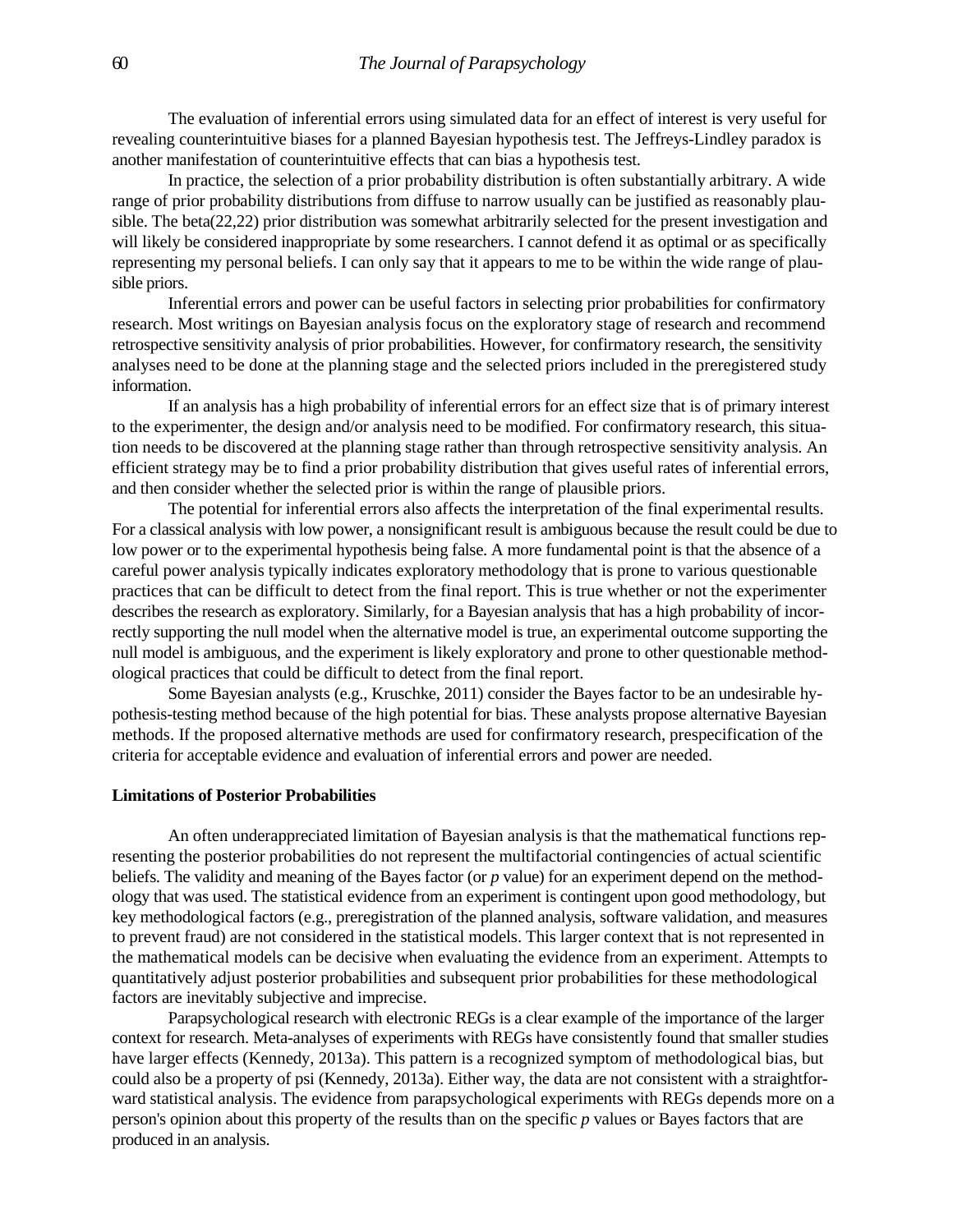The evaluation of inferential errors using simulated data for an effect of interest is very useful for revealing counterintuitive biases for a planned Bayesian hypothesis test. The Jeffreys-Lindley paradox is another manifestation of counterintuitive effects that can bias a hypothesis test.

In practice, the selection of a prior probability distribution is often substantially arbitrary. A wide range of prior probability distributions from diffuse to narrow usually can be justified as reasonably plausible. The beta(22,22) prior distribution was somewhat arbitrarily selected for the present investigation and will likely be considered inappropriate by some researchers. I cannot defend it as optimal or as specifically representing my personal beliefs. I can only say that it appears to me to be within the wide range of plausible priors.

Inferential errors and power can be useful factors in selecting prior probabilities for confirmatory research. Most writings on Bayesian analysis focus on the exploratory stage of research and recommend retrospective sensitivity analysis of prior probabilities. However, for confirmatory research, the sensitivity analyses need to be done at the planning stage and the selected priors included in the preregistered study information.

If an analysis has a high probability of inferential errors for an effect size that is of primary interest to the experimenter, the design and/or analysis need to be modified. For confirmatory research, this situation needs to be discovered at the planning stage rather than through retrospective sensitivity analysis. An efficient strategy may be to find a prior probability distribution that gives useful rates of inferential errors, and then consider whether the selected prior is within the range of plausible priors.

The potential for inferential errors also affects the interpretation of the final experimental results. For a classical analysis with low power, a nonsignificant result is ambiguous because the result could be due to low power or to the experimental hypothesis being false. A more fundamental point is that the absence of a careful power analysis typically indicates exploratory methodology that is prone to various questionable practices that can be difficult to detect from the final report. This is true whether or not the experimenter describes the research as exploratory. Similarly, for a Bayesian analysis that has a high probability of incorrectly supporting the null model when the alternative model is true, an experimental outcome supporting the null model is ambiguous, and the experiment is likely exploratory and prone to other questionable methodological practices that could be difficult to detect from the final report.

Some Bayesian analysts (e.g., Kruschke, 2011) consider the Bayes factor to be an undesirable hypothesis-testing method because of the high potential for bias. These analysts propose alternative Bayesian methods. If the proposed alternative methods are used for confirmatory research, prespecification of the criteria for acceptable evidence and evaluation of inferential errors and power are needed.

**Limitations of Posterior Probabilities**

An often underappreciated limitation of Bayesian analysis is that the mathematical functions representing the posterior probabilities do not represent the multifactorial contingencies of actual scientific beliefs. The validity and meaning of the Bayes factor (or *p* value) for an experiment depend on the methodology that was used. The statistical evidence from an experiment is contingent upon good methodology, but key methodological factors (e.g., preregistration of the planned analysis, software validation, and measures to prevent fraud) are not considered in the statistical models. This larger context that is not represented in the mathematical models can be decisive when evaluating the evidence from an experiment. Attempts to quantitatively adjust posterior probabilities and subsequent prior probabilities for these methodological factors are inevitably subjective and imprecise.

Parapsychological research with electronic REGs is a clear example of the importance of the larger context for research. Meta-analyses of experiments with REGs have consistently found that smaller studies have larger effects (Kennedy, 2013a). This pattern is a recognized symptom of methodological bias, but could also be a property of psi (Kennedy, 2013a). Either way, the data are not consistent with a straightforward statistical analysis. The evidence from parapsychological experiments with REGs depends more on a person's opinion about this property of the results than on the specific *p* values or Bayes factors that are produced in an analysis.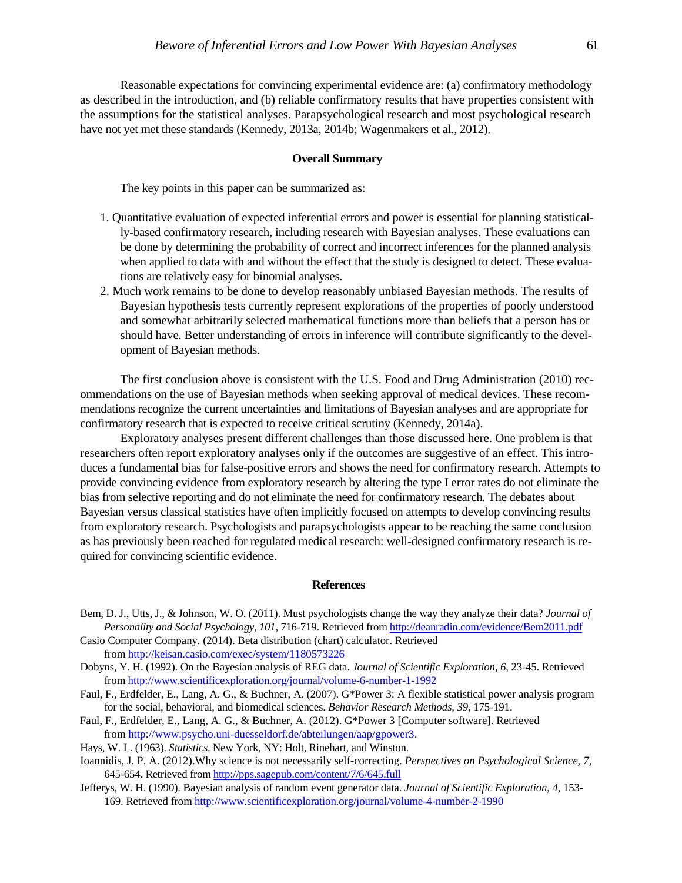Reasonable expectations for convincing experimental evidence are: (a) confirmatory methodology as described in the introduction, and (b) reliable confirmatory results that have properties consistent with the assumptions for the statistical analyses. Parapsychological research and most psychological research have not yet met these standards (Kennedy, 2013a, 2014b; Wagenmakers et al., 2012).

## Overall Summary

The key points in this paper can be summarized as:

1. Quantitative evaluation of expected inferential errors and power is essential for planning statistically-based confirmatory research, including research with Bayesian analyses. These evaluations can be done by determining the probability of correct and incorrect inferences for the planned analysis when applied to data with and without the effect that the study is designed to detect. These evaluations are relatively easy for binomial analyses.
2. Much work remains to be done to develop reasonably unbiased Bayesian methods. The results of Bayesian hypothesis tests currently represent explorations of the properties of poorly understood and somewhat arbitrarily selected mathematical functions more than beliefs that a person has or should have. Better understanding of errors in inference will contribute significantly to the development of Bayesian methods.

The first conclusion above is consistent with the U.S. Food and Drug Administration (2010) recommendations on the use of Bayesian methods when seeking approval of medical devices. These recommendations recognize the current uncertainties and limitations of Bayesian analyses and are appropriate for confirmatory research that is expected to receive critical scrutiny (Kennedy, 2014a).

Exploratory analyses present different challenges than those discussed here. One problem is that researchers often report exploratory analyses only if the outcomes are suggestive of an effect. This introduces a fundamental bias for false-positive errors and shows the need for confirmatory research. Attempts to provide convincing evidence from exploratory research by altering the type I error rates do not eliminate the bias from selective reporting and do not eliminate the need for confirmatory research. The debates about Bayesian versus classical statistics have often implicitly focused on attempts to develop convincing results from exploratory research. Psychologists and parapsychologists appear to be reaching the same conclusion as has previously been reached for regulated medical research: well-designed confirmatory research is required for convincing scientific evidence.

## References

Bem, D. J., Utts, J., & Johnson, W. O. (2011). Must psychologists change the way they analyze their data? *Journal of Personality and Social Psychology*, *101*, 716-719. Retrieved from http://deanradin.com/evidence/Bem2011.pdf

Casio Computer Company. (2014). Beta distribution (chart) calculator. Retrieved from http://keisan.casio.com/exec/system/1180573226

Dobyns, Y. H. (1992). On the Bayesian analysis of REG data. *Journal of Scientific Exploration*, *6*, 23-45. Retrieved from http://www.scientificexploration.org/journal/volume-6-number-1-1992

Faul, F., Erdfelder, E., Lang, A. G., & Buchner, A. (2007). G*Power 3: A flexible statistical power analysis program for the social, behavioral, and biomedical sciences. *Behavior Research Methods*, *39*, 175-191.

Faul, F., Erdfelder, E., Lang, A. G., & Buchner, A. (2012). G*Power 3 [Computer software]. Retrieved from http://www.psycho.uni-duesseldorf.de/abteilungen/aap/gpower3.

Hays, W. L. (1963). *Statistics*. New York, NY: Holt, Rinehart, and Winston.

Ioannidis, J. P. A. (2012).Why science is not necessarily self-correcting. *Perspectives on Psychological Science*, *7*, 645-654. Retrieved from http://pps.sagepub.com/content/7/6/645.full

Jefferys, W. H. (1990). Bayesian analysis of random event generator data. *Journal of Scientific Exploration*, *4*, 153-169. Retrieved from http://www.scientificexploration.org/journal/volume-4-number-2-1990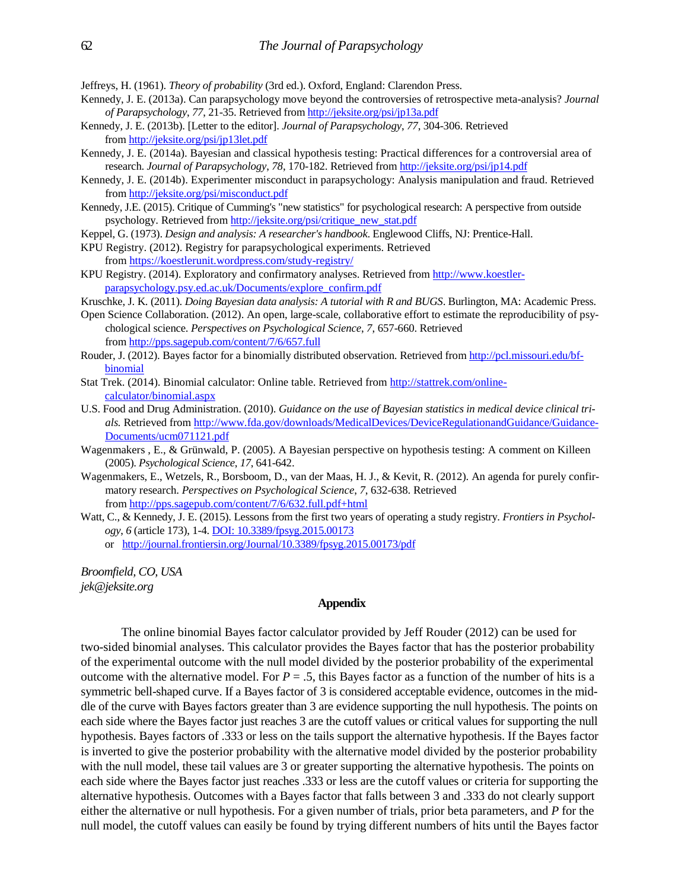Jeffreys, H. (1961). *Theory of probability* (3rd ed.). Oxford, England: Clarendon Press.

Kennedy, J. E. (2013a). Can parapsychology move beyond the controversies of retrospective meta-analysis? *Journal of Parapsychology, 77*, 21-35. Retrieved from http://jeksite.org/psi/jp13a.pdf

Kennedy, J. E. (2013b). [Letter to the editor]. *Journal of Parapsychology*, *77*, 304-306. Retrieved from http://jeksite.org/psi/jp13let.pdf

Kennedy, J. E. (2014a). Bayesian and classical hypothesis testing: Practical differences for a controversial area of research. *Journal of Parapsychology, 78*, 170-182. Retrieved from http://jeksite.org/psi/jp14.pdf

Kennedy, J. E. (2014b). Experimenter misconduct in parapsychology: Analysis manipulation and fraud. Retrieved from http://jeksite.org/psi/misconduct.pdf

Kennedy, J.E. (2015). Critique of Cumming's "new statistics" for psychological research: A perspective from outside psychology. Retrieved from http://jeksite.org/psi/critique_new_stat.pdf

Keppel, G. (1973). *Design and analysis: A researcher's handbook*. Englewood Cliffs, NJ: Prentice-Hall.

KPU Registry. (2012). Registry for parapsychological experiments. Retrieved from https://koestlerunit.wordpress.com/study-registry/

KPU Registry. (2014). Exploratory and confirmatory analyses. Retrieved from http://www.koestler-parapsychology.psy.ed.ac.uk/Documents/explore_confirm.pdf

Kruschke, J. K. (2011). *Doing Bayesian data analysis: A tutorial with R and BUGS*. Burlington, MA: Academic Press.

Open Science Collaboration. (2012). An open, large-scale, collaborative effort to estimate the reproducibility of psychological science. *Perspectives on Psychological Science*, *7*, 657-660. Retrieved from http://pps.sagepub.com/content/7/6/657.full

Rouder, J. (2012). Bayes factor for a binomially distributed observation. Retrieved from http://pcl.missouri.edu/bf-binomial

Stat Trek. (2014). Binomial calculator: Online table. Retrieved from http://stattrek.com/online-calculator/binomial.aspx

U.S. Food and Drug Administration. (2010). *Guidance on the use of Bayesian statistics in medical device clinical trials.* Retrieved from http://www.fda.gov/downloads/MedicalDevices/DeviceRegulationandGuidance/Guidance-Documents/ucm071121.pdf

Wagenmakers , E., & Grünwald, P. (2005). A Bayesian perspective on hypothesis testing: A comment on Killeen (2005). *Psychological Science*, *17*, 641-642.

Wagenmakers, E., Wetzels, R., Borsboom, D., van der Maas, H. J., & Kevit, R. (2012). An agenda for purely confirmatory research. *Perspectives on Psychological Science*, *7*, 632-638. Retrieved from http://pps.sagepub.com/content/7/6/632.full.pdf+html

Watt, C., & Kennedy, J. E. (2015). Lessons from the first two years of operating a study registry. *Frontiers in Psychology*, *6* (article 173), 1-4. DOI: 10.3389/fpsyg.2015.00173 or http://journal.frontiersin.org/Journal/10.3389/fpsyg.2015.00173/pdf

*Broomfield, CO, USA*
*jek@jeksite.org*

## Appendix

The online binomial Bayes factor calculator provided by Jeff Rouder (2012) can be used for two-sided binomial analyses. This calculator provides the Bayes factor that has the posterior probability of the experimental outcome with the null model divided by the posterior probability of the experimental outcome with the alternative model. For $P = .5$, this Bayes factor as a function of the number of hits is a symmetric bell-shaped curve. If a Bayes factor of 3 is considered acceptable evidence, outcomes in the middle of the curve with Bayes factors greater than 3 are evidence supporting the null hypothesis. The points on each side where the Bayes factor just reaches 3 are the cutoff values or critical values for supporting the null hypothesis. Bayes factors of .333 or less on the tails support the alternative hypothesis. If the Bayes factor is inverted to give the posterior probability with the alternative model divided by the posterior probability with the null model, these tail values are 3 or greater supporting the alternative hypothesis. The points on each side where the Bayes factor just reaches .333 or less are the cutoff values or criteria for supporting the alternative hypothesis. Outcomes with a Bayes factor that falls between 3 and .333 do not clearly support either the alternative or null hypothesis. For a given number of trials, prior beta parameters, and $P$ for the null model, the cutoff values can easily be found by trying different numbers of hits until the Bayes factor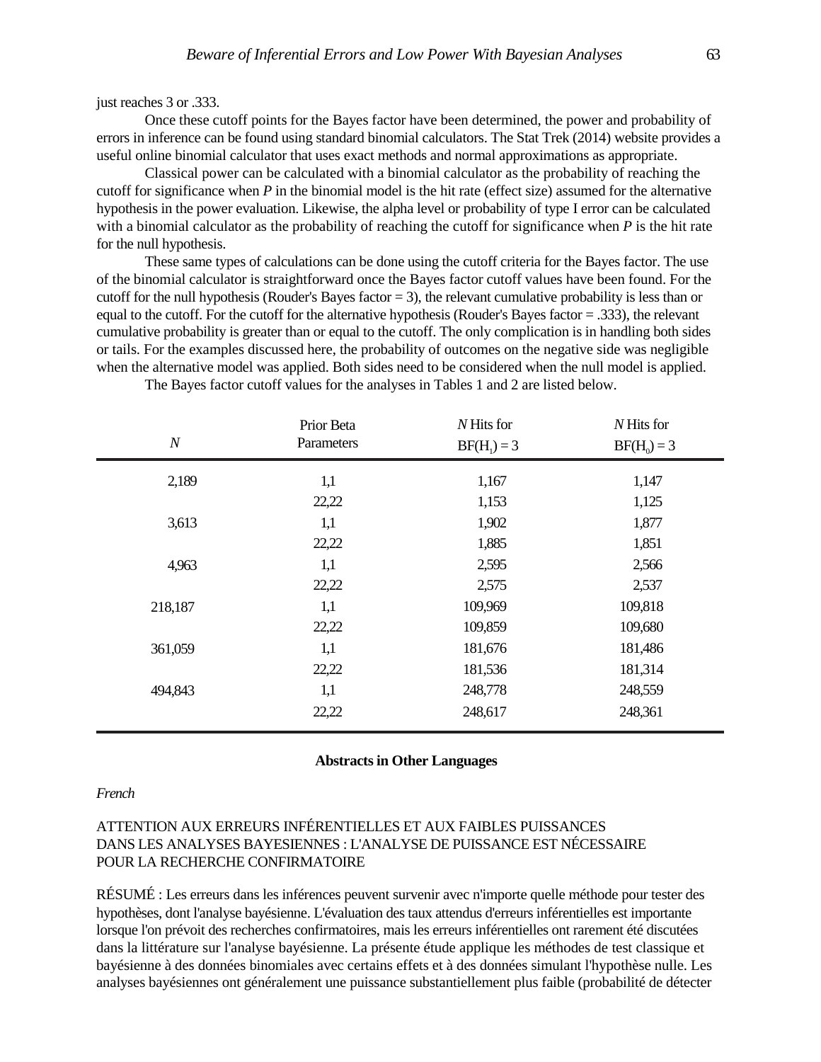just reaches 3 or .333.

Once these cutoff points for the Bayes factor have been determined, the power and probability of errors in inference can be found using standard binomial calculators. The Stat Trek (2014) website provides a useful online binomial calculator that uses exact methods and normal approximations as appropriate.

Classical power can be calculated with a binomial calculator as the probability of reaching the cutoff for significance when *P* in the binomial model is the hit rate (effect size) assumed for the alternative hypothesis in the power evaluation. Likewise, the alpha level or probability of type I error can be calculated with a binomial calculator as the probability of reaching the cutoff for significance when *P* is the hit rate for the null hypothesis.

These same types of calculations can be done using the cutoff criteria for the Bayes factor. The use of the binomial calculator is straightforward once the Bayes factor cutoff values have been found. For the cutoff for the null hypothesis (Rouder's Bayes factor = 3), the relevant cumulative probability is less than or equal to the cutoff. For the cutoff for the alternative hypothesis (Rouder's Bayes factor = .333), the relevant cumulative probability is greater than or equal to the cutoff. The only complication is in handling both sides or tails. For the examples discussed here, the probability of outcomes on the negative side was negligible when the alternative model was applied. Both sides need to be considered when the null model is applied.

The Bayes factor cutoff values for the analyses in Tables 1 and 2 are listed below.

| *N* | Prior Beta Parameters | *N* Hits for $BF(H_1) = 3$ | *N* Hits for $BF(H_0) = 3$ |
|---|---|---|---|
| 2,189 | 1,1 | 1,167 | 1,147 |
| | 22,22 | 1,153 | 1,125 |
| 3,613 | 1,1 | 1,902 | 1,877 |
| | 22,22 | 1,885 | 1,851 |
| 4,963 | 1,1 | 2,595 | 2,566 |
| | 22,22 | 2,575 | 2,537 |
| 218,187 | 1,1 | 109,969 | 109,818 |
| | 22,22 | 109,859 | 109,680 |
| 361,059 | 1,1 | 181,676 | 181,486 |
| | 22,22 | 181,536 | 181,314 |
| 494,843 | 1,1 | 248,778 | 248,559 |
| | 22,22 | 248,617 | 248,361 |

## Abstracts in Other Languages

*French*

ATTENTION AUX ERREURS INFÉRENTIELLES ET AUX FAIBLES PUISSANCES DANS LES ANALYSES BAYESIENNES : L'ANALYSE DE PUISSANCE EST NÉCESSAIRE POUR LA RECHERCHE CONFIRMATOIRE

RÉSUMÉ : Les erreurs dans les inférences peuvent survenir avec n'importe quelle méthode pour tester des hypothèses, dont l'analyse bayésienne. L'évaluation des taux attendus d'erreurs inférentielles est importante lorsque l'on prévoit des recherches confirmatoires, mais les erreurs inférentielles ont rarement été discutées dans la littérature sur l'analyse bayésienne. La présente étude applique les méthodes de test classique et bayésienne à des données binomiales avec certains effets et à des données simulant l'hypothèse nulle. Les analyses bayésiennes ont généralement une puissance substantiellement plus faible (probabilité de détecter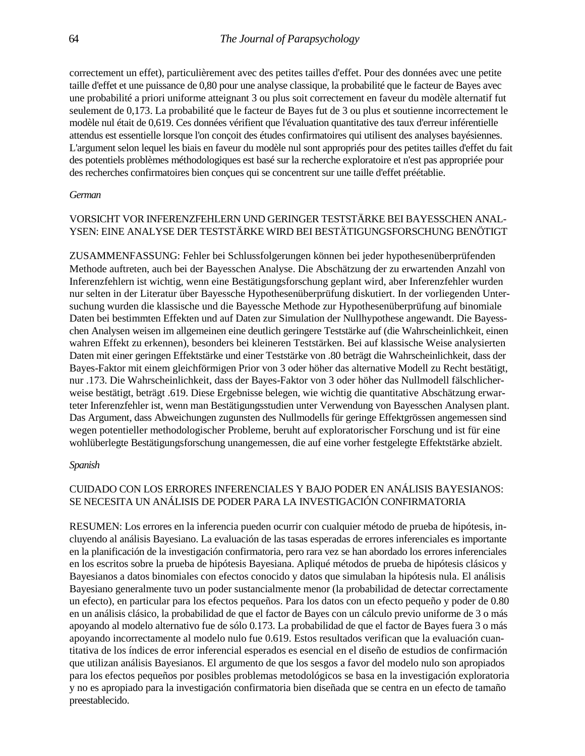correctement un effet), particulièrement avec des petites tailles d'effet. Pour des données avec une petite taille d'effet et une puissance de 0,80 pour une analyse classique, la probabilité que le facteur de Bayes avec une probabilité a priori uniforme atteignant 3 ou plus soit correctement en faveur du modèle alternatif fut seulement de 0,173. La probabilité que le facteur de Bayes fut de 3 ou plus et soutienne incorrectement le modèle nul était de 0,619. Ces données vérifient que l'évaluation quantitative des taux d'erreur inférentielle attendus est essentielle lorsque l'on conçoit des études confirmatoires qui utilisent des analyses bayésiennes. L'argument selon lequel les biais en faveur du modèle nul sont appropriés pour des petites tailles d'effet du fait des potentiels problèmes méthodologiques est basé sur la recherche exploratoire et n'est pas appropriée pour des recherches confirmatoires bien conçues qui se concentrent sur une taille d'effet préétablie.

*German*

VORSICHT VOR INFERENZFEHLERN UND GERINGER TESTSTÄRKE BEI BAYESSCHEN ANALYSEN: EINE ANALYSE DER TESTSTÄRKE WIRD BEI BESTÄTIGUNGSFORSCHUNG BENÖTIGT

ZUSAMMENFASSUNG: Fehler bei Schlussfolgerungen können bei jeder hypothesenüberprüfenden Methode auftreten, auch bei der Bayesschen Analyse. Die Abschätzung der zu erwartenden Anzahl von Inferenzfehlern ist wichtig, wenn eine Bestätigungsforschung geplant wird, aber Inferenzfehler wurden nur selten in der Literatur über Bayessche Hypothesenüberprüfung diskutiert. In der vorliegenden Untersuchung wurden die klassische und die Bayessche Methode zur Hypothesenüberprüfung auf binomiale Daten bei bestimmten Effekten und auf Daten zur Simulation der Nullhypothese angewandt. Die Bayesschen Analysen weisen im allgemeinen eine deutlich geringere Teststärke auf (die Wahrscheinlichkeit, einen wahren Effekt zu erkennen), besonders bei kleineren Teststärken. Bei auf klassische Weise analysierten Daten mit einer geringen Effektstärke und einer Teststärke von .80 beträgt die Wahrscheinlichkeit, dass der Bayes-Faktor mit einem gleichförmigen Prior von 3 oder höher das alternative Modell zu Recht bestätigt, nur .173. Die Wahrscheinlichkeit, dass der Bayes-Faktor von 3 oder höher das Nullmodell fälschlicherweise bestätigt, beträgt .619. Diese Ergebnisse belegen, wie wichtig die quantitative Abschätzung erwarteter Inferenzfehler ist, wenn man Bestätigungsstudien unter Verwendung von Bayesschen Analysen plant. Das Argument, dass Abweichungen zugunsten des Nullmodells für geringe Effektgrössen angemessen sind wegen potentieller methodologischer Probleme, beruht auf exploratorischer Forschung und ist für eine wohlüberlegte Bestätigungsforschung unangemessen, die auf eine vorher festgelegte Effektstärke abzielt.

*Spanish*

CUIDADO CON LOS ERRORES INFERENCIALES Y BAJO PODER EN ANÁLISIS BAYESIANOS: SE NECESITA UN ANÁLISIS DE PODER PARA LA INVESTIGACIÓN CONFIRMATORIA

RESUMEN: Los errores en la inferencia pueden ocurrir con cualquier método de prueba de hipótesis, incluyendo al análisis Bayesiano. La evaluación de las tasas esperadas de errores inferenciales es importante en la planificación de la investigación confirmatoria, pero rara vez se han abordado los errores inferenciales en los escritos sobre la prueba de hipótesis Bayesiana. Apliqué métodos de prueba de hipótesis clásicos y Bayesianos a datos binomiales con efectos conocido y datos que simulaban la hipótesis nula. El análisis Bayesiano generalmente tuvo un poder sustancialmente menor (la probabilidad de detectar correctamente un efecto), en particular para los efectos pequeños. Para los datos con un efecto pequeño y poder de 0.80 en un análisis clásico, la probabilidad de que el factor de Bayes con un cálculo previo uniforme de 3 o más apoyando al modelo alternativo fue de sólo 0.173. La probabilidad de que el factor de Bayes fuera 3 o más apoyando incorrectamente al modelo nulo fue 0.619. Estos resultados verifican que la evaluación cuantitativa de los índices de error inferencial esperados es esencial en el diseño de estudios de confirmación que utilizan análisis Bayesianos. El argumento de que los sesgos a favor del modelo nulo son apropiados para los efectos pequeños por posibles problemas metodológicos se basa en la investigación exploratoria y no es apropiado para la investigación confirmatoria bien diseñada que se centra en un efecto de tamaño preestablecido.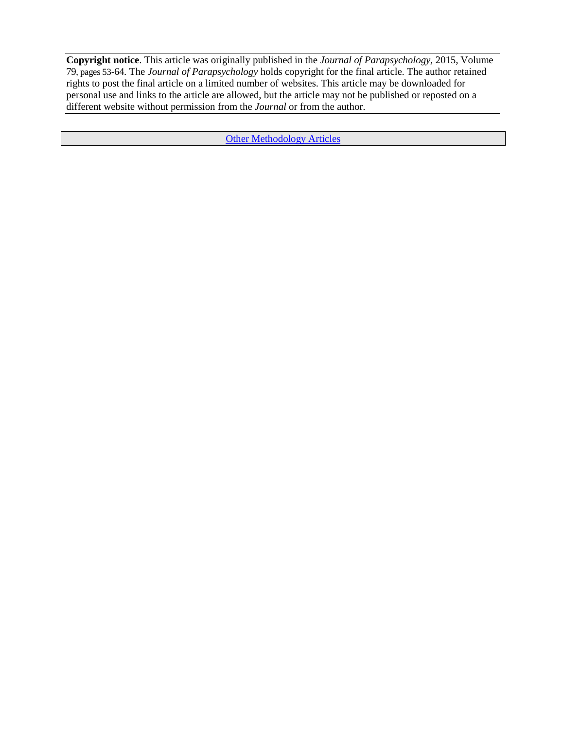**Copyright notice**. This article was originally published in the *Journal of Parapsychology*, 2015, Volume 79, pages 53-64. The *Journal of Parapsychology* holds copyright for the final article. The author retained rights to post the final article on a limited number of websites. This article may be downloaded for personal use and links to the article are allowed, but the article may not be published or reposted on a different website without permission from the *Journal* or from the author.

Other Methodology Articles